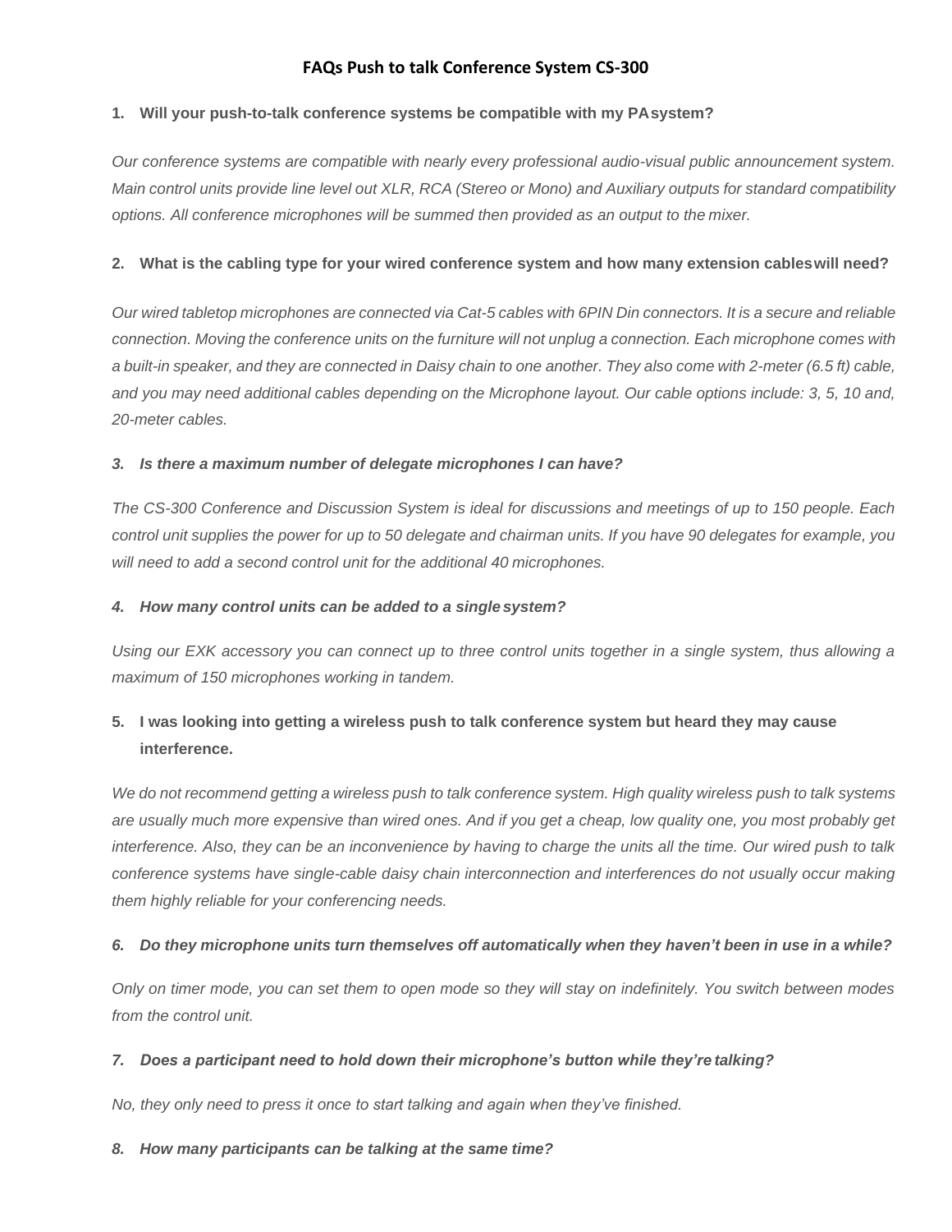# FAQs Push to talk Conference System CS-300

**1. Will your push-to-talk conference systems be compatible with my PA system?**

*Our conference systems are compatible with nearly every professional audio-visual public announcement system. Main control units provide line level out XLR, RCA (Stereo or Mono) and Auxiliary outputs for standard compatibility options. All conference microphones will be summed then provided as an output to the mixer.*

**2. What is the cabling type for your wired conference system and how many extension cables will need?**

*Our wired tabletop microphones are connected via Cat-5 cables with 6PIN Din connectors. It is a secure and reliable connection. Moving the conference units on the furniture will not unplug a connection. Each microphone comes with a built-in speaker, and they are connected in Daisy chain to one another. They also come with 2-meter (6.5 ft) cable, and you may need additional cables depending on the Microphone layout. Our cable options include: 3, 5, 10 and, 20-meter cables.*

***3. Is there a maximum number of delegate microphones I can have?***

*The CS-300 Conference and Discussion System is ideal for discussions and meetings of up to 150 people. Each control unit supplies the power for up to 50 delegate and chairman units. If you have 90 delegates for example, you will need to add a second control unit for the additional 40 microphones.*

***4. How many control units can be added to a single system?***

*Using our EXK accessory you can connect up to three control units together in a single system, thus allowing a maximum of 150 microphones working in tandem.*

**5. I was looking into getting a wireless push to talk conference system but heard they may cause interference.**

*We do not recommend getting a wireless push to talk conference system. High quality wireless push to talk systems are usually much more expensive than wired ones. And if you get a cheap, low quality one, you most probably get interference. Also, they can be an inconvenience by having to charge the units all the time. Our wired push to talk conference systems have single-cable daisy chain interconnection and interferences do not usually occur making them highly reliable for your conferencing needs.*

***6. Do they microphone units turn themselves off automatically when they haven't been in use in a while?***

*Only on timer mode, you can set them to open mode so they will stay on indefinitely. You switch between modes from the control unit.*

***7. Does a participant need to hold down their microphone's button while they're talking?***

*No, they only need to press it once to start talking and again when they've finished.*

***8. How many participants can be talking at the same time?***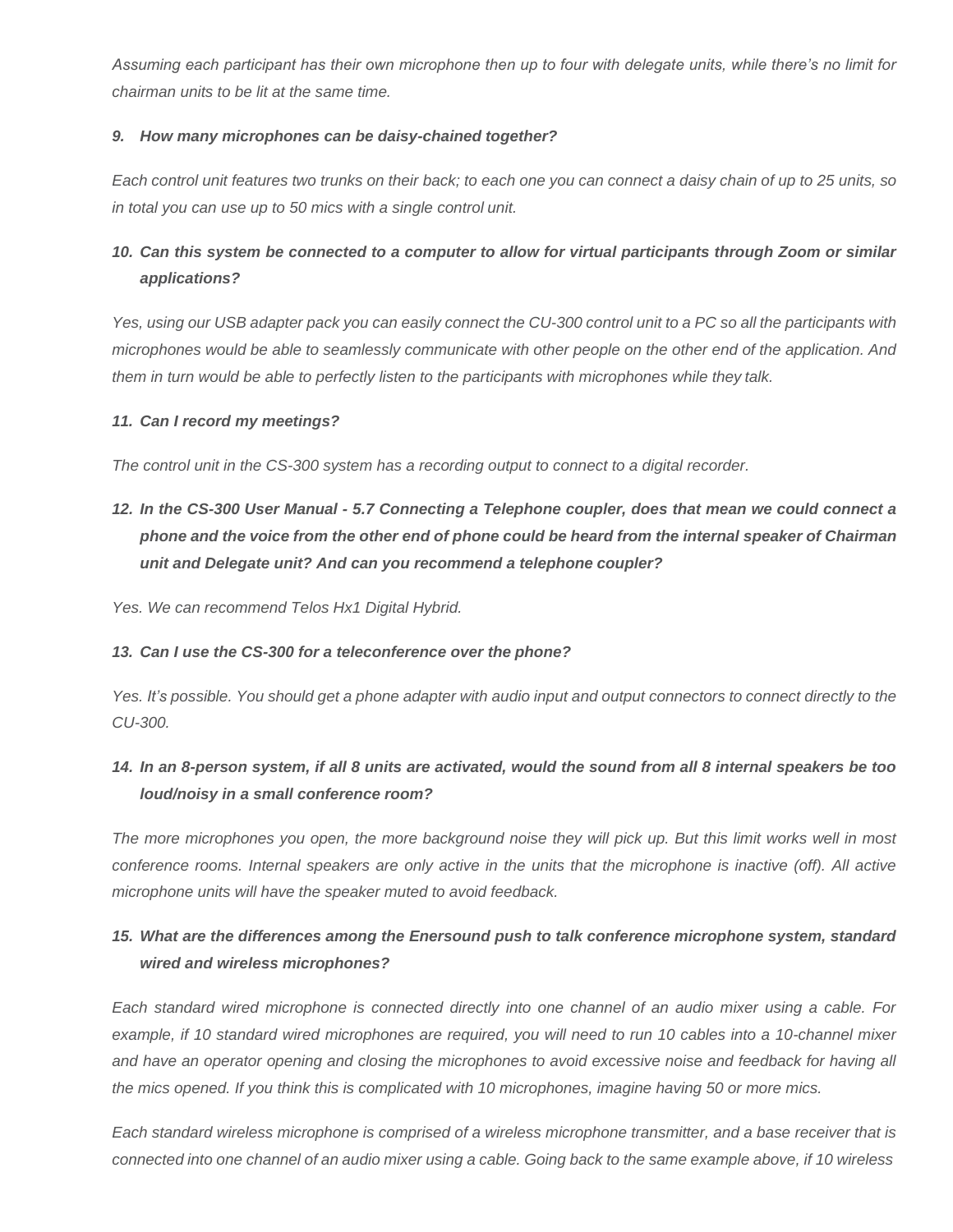*Assuming each participant has their own microphone then up to four with delegate units, while there's no limit for chairman units to be lit at the same time.*

***9. How many microphones can be daisy-chained together?***

*Each control unit features two trunks on their back; to each one you can connect a daisy chain of up to 25 units, so in total you can use up to 50 mics with a single control unit.*

***10. Can this system be connected to a computer to allow for virtual participants through Zoom or similar applications?***

*Yes, using our USB adapter pack you can easily connect the CU-300 control unit to a PC so all the participants with microphones would be able to seamlessly communicate with other people on the other end of the application. And them in turn would be able to perfectly listen to the participants with microphones while they talk.*

***11. Can I record my meetings?***

*The control unit in the CS-300 system has a recording output to connect to a digital recorder.*

***12. In the CS-300 User Manual - 5.7 Connecting a Telephone coupler, does that mean we could connect a phone and the voice from the other end of phone could be heard from the internal speaker of Chairman unit and Delegate unit? And can you recommend a telephone coupler?***

*Yes. We can recommend Telos Hx1 Digital Hybrid.*

***13. Can I use the CS-300 for a teleconference over the phone?***

*Yes. It's possible. You should get a phone adapter with audio input and output connectors to connect directly to the CU-300.*

***14. In an 8-person system, if all 8 units are activated, would the sound from all 8 internal speakers be too loud/noisy in a small conference room?***

*The more microphones you open, the more background noise they will pick up. But this limit works well in most conference rooms. Internal speakers are only active in the units that the microphone is inactive (off). All active microphone units will have the speaker muted to avoid feedback.*

***15. What are the differences among the Enersound push to talk conference microphone system, standard wired and wireless microphones?***

*Each standard wired microphone is connected directly into one channel of an audio mixer using a cable. For example, if 10 standard wired microphones are required, you will need to run 10 cables into a 10-channel mixer and have an operator opening and closing the microphones to avoid excessive noise and feedback for having all the mics opened. If you think this is complicated with 10 microphones, imagine having 50 or more mics.*

*Each standard wireless microphone is comprised of a wireless microphone transmitter, and a base receiver that is connected into one channel of an audio mixer using a cable. Going back to the same example above, if 10 wireless*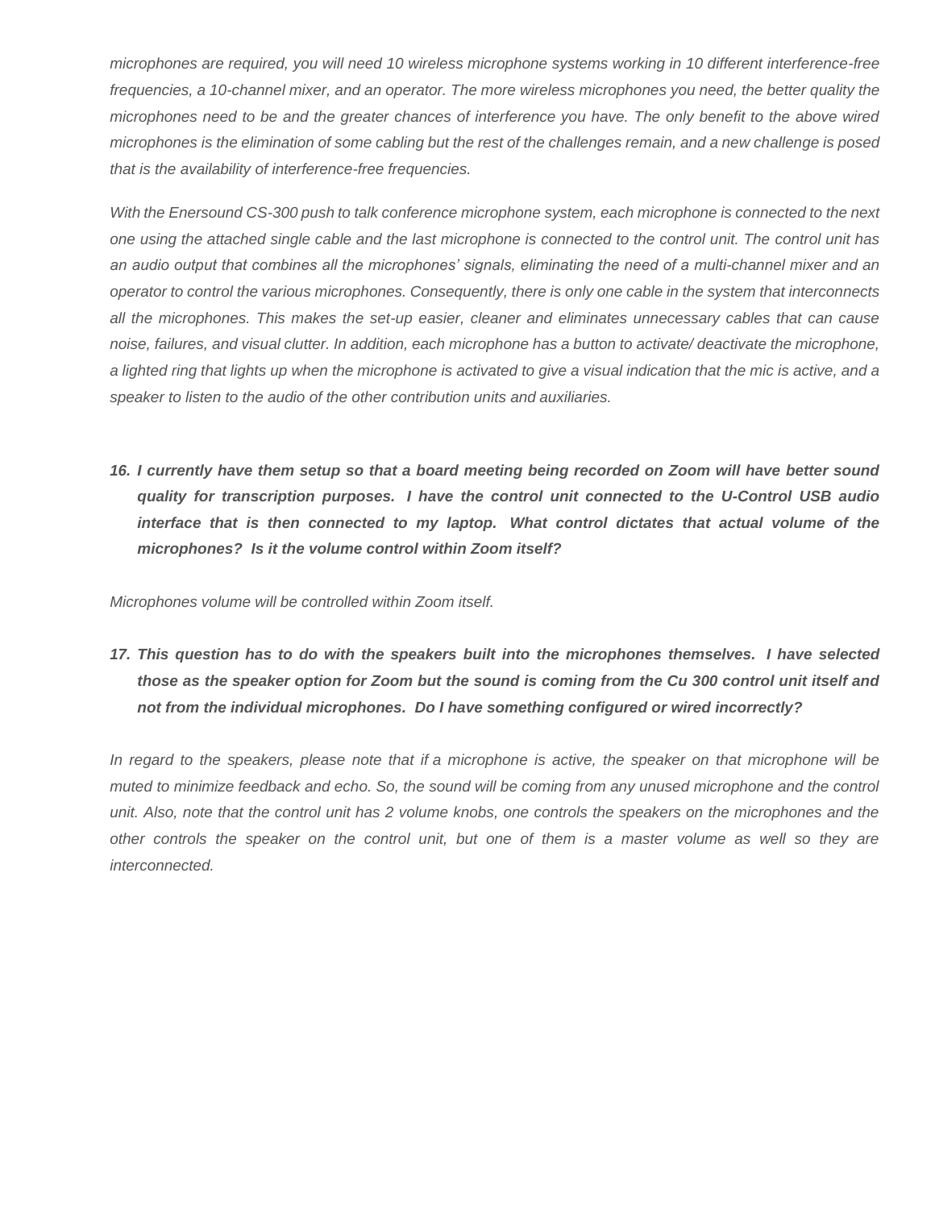*microphones are required, you will need 10 wireless microphone systems working in 10 different interference-free frequencies, a 10-channel mixer, and an operator. The more wireless microphones you need, the better quality the microphones need to be and the greater chances of interference you have. The only benefit to the above wired microphones is the elimination of some cabling but the rest of the challenges remain, and a new challenge is posed that is the availability of interference-free frequencies.*

*With the Enersound CS-300 push to talk conference microphone system, each microphone is connected to the next one using the attached single cable and the last microphone is connected to the control unit. The control unit has an audio output that combines all the microphones' signals, eliminating the need of a multi-channel mixer and an operator to control the various microphones. Consequently, there is only one cable in the system that interconnects all the microphones. This makes the set-up easier, cleaner and eliminates unnecessary cables that can cause noise, failures, and visual clutter. In addition, each microphone has a button to activate/ deactivate the microphone, a lighted ring that lights up when the microphone is activated to give a visual indication that the mic is active, and a speaker to listen to the audio of the other contribution units and auxiliaries.*

16. ***I currently have them setup so that a board meeting being recorded on Zoom will have better sound quality for transcription purposes. I have the control unit connected to the U-Control USB audio interface that is then connected to my laptop. What control dictates that actual volume of the microphones? Is it the volume control within Zoom itself?***

*Microphones volume will be controlled within Zoom itself.*

17. ***This question has to do with the speakers built into the microphones themselves. I have selected those as the speaker option for Zoom but the sound is coming from the Cu 300 control unit itself and not from the individual microphones. Do I have something configured or wired incorrectly?***

*In regard to the speakers, please note that if a microphone is active, the speaker on that microphone will be muted to minimize feedback and echo. So, the sound will be coming from any unused microphone and the control unit. Also, note that the control unit has 2 volume knobs, one controls the speakers on the microphones and the other controls the speaker on the control unit, but one of them is a master volume as well so they are interconnected.*